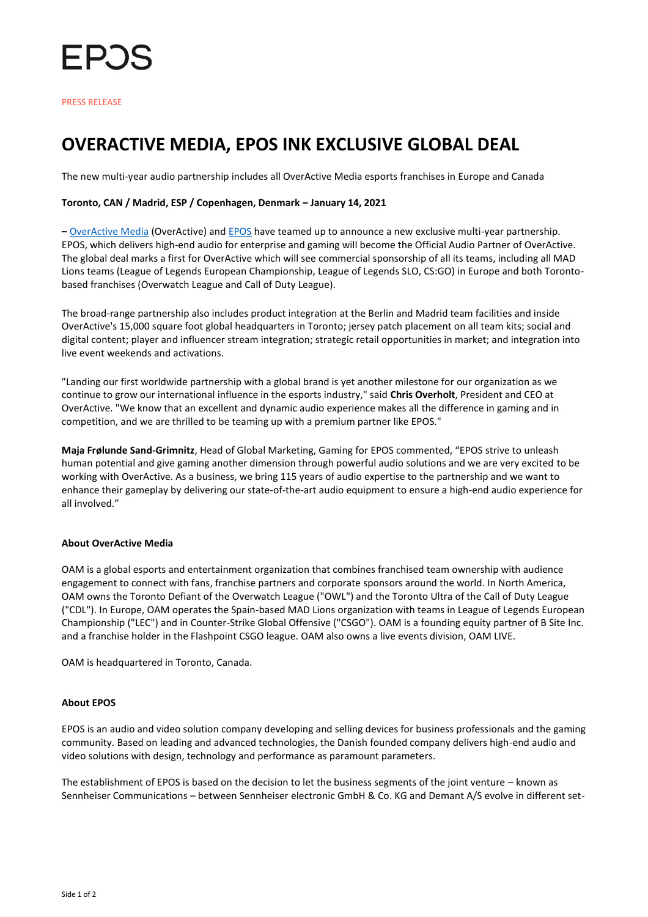EPOS

PRESS RELEASE

# OVERACTIVE MEDIA, EPOS INK EXCLUSIVE GLOBAL DEAL

The new multi-year audio partnership includes all OverActive Media esports franchises in Europe and Canada

**Toronto, CAN / Madrid, ESP / Copenhagen, Denmark – January 14, 2021**

– OverActive Media (OverActive) and EPOS have teamed up to announce a new exclusive multi-year partnership. EPOS, which delivers high-end audio for enterprise and gaming will become the Official Audio Partner of OverActive. The global deal marks a first for OverActive which will see commercial sponsorship of all its teams, including all MAD Lions teams (League of Legends European Championship, League of Legends SLO, CS:GO) in Europe and both Toronto-based franchises (Overwatch League and Call of Duty League).

The broad-range partnership also includes product integration at the Berlin and Madrid team facilities and inside OverActive's 15,000 square foot global headquarters in Toronto; jersey patch placement on all team kits; social and digital content; player and influencer stream integration; strategic retail opportunities in market; and integration into live event weekends and activations.

"Landing our first worldwide partnership with a global brand is yet another milestone for our organization as we continue to grow our international influence in the esports industry," said **Chris Overholt**, President and CEO at OverActive. "We know that an excellent and dynamic audio experience makes all the difference in gaming and in competition, and we are thrilled to be teaming up with a premium partner like EPOS."

**Maja Frølunde Sand-Grimnitz**, Head of Global Marketing, Gaming for EPOS commented, "EPOS strive to unleash human potential and give gaming another dimension through powerful audio solutions and we are very excited to be working with OverActive. As a business, we bring 115 years of audio expertise to the partnership and we want to enhance their gameplay by delivering our state-of-the-art audio equipment to ensure a high-end audio experience for all involved."

### About OverActive Media

OAM is a global esports and entertainment organization that combines franchised team ownership with audience engagement to connect with fans, franchise partners and corporate sponsors around the world. In North America, OAM owns the Toronto Defiant of the Overwatch League ("OWL") and the Toronto Ultra of the Call of Duty League ("CDL"). In Europe, OAM operates the Spain-based MAD Lions organization with teams in League of Legends European Championship ("LEC") and in Counter-Strike Global Offensive ("CSGO"). OAM is a founding equity partner of B Site Inc. and a franchise holder in the Flashpoint CSGO league. OAM also owns a live events division, OAM LIVE.

OAM is headquartered in Toronto, Canada.

### About EPOS

EPOS is an audio and video solution company developing and selling devices for business professionals and the gaming community. Based on leading and advanced technologies, the Danish founded company delivers high-end audio and video solutions with design, technology and performance as paramount parameters.

The establishment of EPOS is based on the decision to let the business segments of the joint venture – known as Sennheiser Communications – between Sennheiser electronic GmbH & Co. KG and Demant A/S evolve in different set-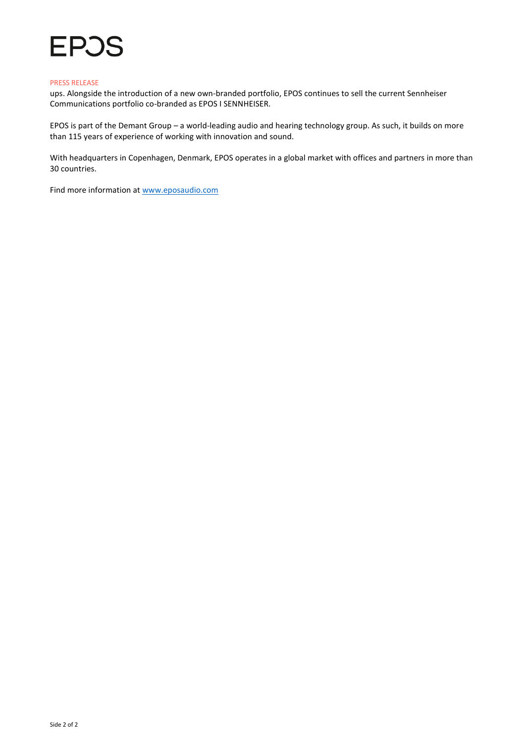PRESS RELEASE

ups. Alongside the introduction of a new own-branded portfolio, EPOS continues to sell the current Sennheiser Communications portfolio co-branded as EPOS I SENNHEISER.

EPOS is part of the Demant Group – a world-leading audio and hearing technology group. As such, it builds on more than 115 years of experience of working with innovation and sound.

With headquarters in Copenhagen, Denmark, EPOS operates in a global market with offices and partners in more than 30 countries.

Find more information at www.eposaudio.com